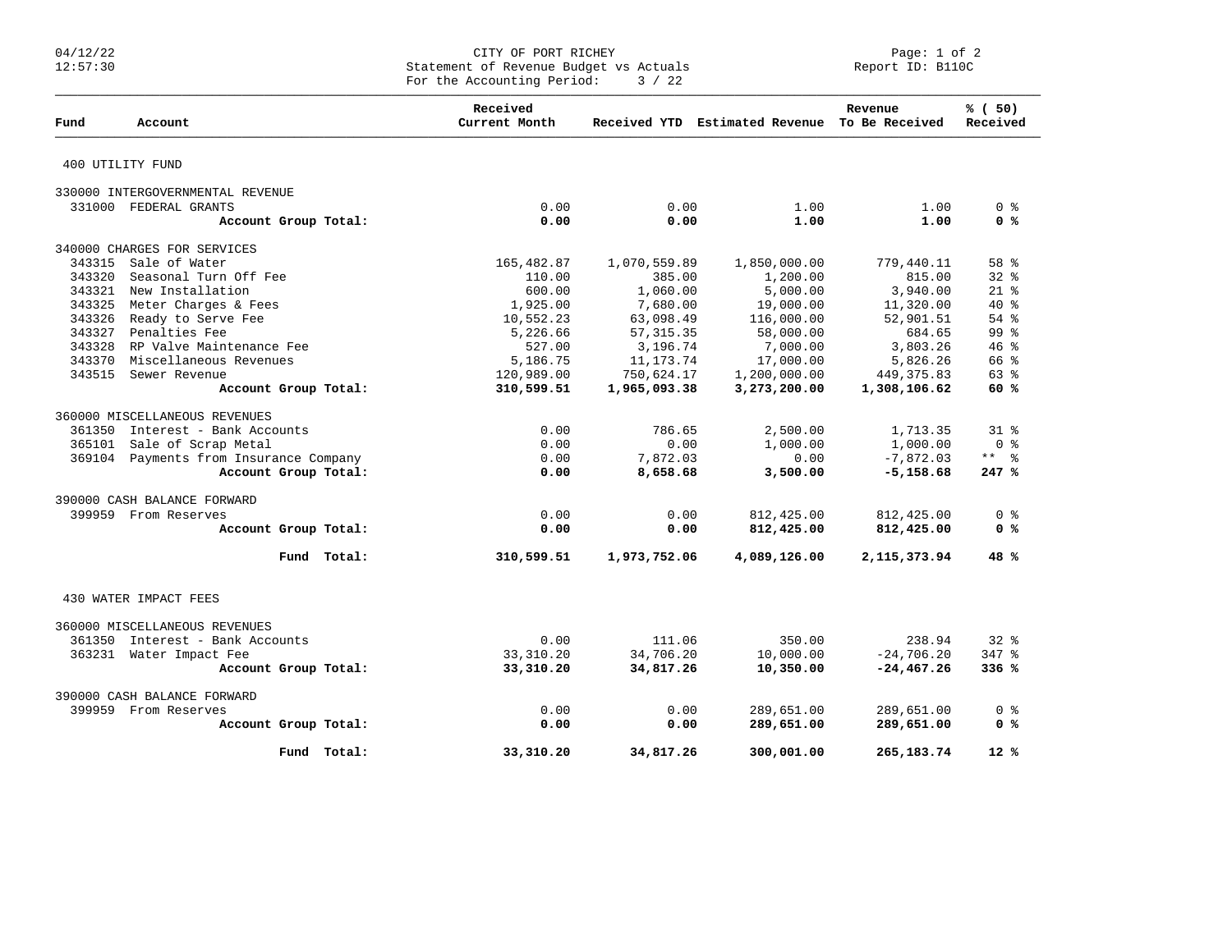CITY OF PORT RICHEY
Statement of Revenue Budget vs Actuals
For the Accounting Period: 3 / 22

04/12/22
12:57:30

Report ID: B110C

| Fund | Account | Received Current Month | Received YTD | Estimated Revenue | Revenue To Be Received | % ( 50) Received |
|---|---|---|---|---|---|---|
| **400 UTILITY FUND** | | | | | | |
| 330000 INTERGOVERNMENTAL REVENUE | | | | | | |
| 331000 | FEDERAL GRANTS | 0.00 | 0.00 | 1.00 | 1.00 | 0 % |
| | **Account Group Total:** | **0.00** | **0.00** | **1.00** | **1.00** | **0 %** |
| 340000 CHARGES FOR SERVICES | | | | | | |
| 343315 | Sale of Water | 165,482.87 | 1,070,559.89 | 1,850,000.00 | 779,440.11 | 58 % |
| 343320 | Seasonal Turn Off Fee | 110.00 | 385.00 | 1,200.00 | 815.00 | 32 % |
| 343321 | New Installation | 600.00 | 1,060.00 | 5,000.00 | 3,940.00 | 21 % |
| 343325 | Meter Charges & Fees | 1,925.00 | 7,680.00 | 19,000.00 | 11,320.00 | 40 % |
| 343326 | Ready to Serve Fee | 10,552.23 | 63,098.49 | 116,000.00 | 52,901.51 | 54 % |
| 343327 | Penalties Fee | 5,226.66 | 57,315.35 | 58,000.00 | 684.65 | 99 % |
| 343328 | RP Valve Maintenance Fee | 527.00 | 3,196.74 | 7,000.00 | 3,803.26 | 46 % |
| 343370 | Miscellaneous Revenues | 5,186.75 | 11,173.74 | 17,000.00 | 5,826.26 | 66 % |
| 343515 | Sewer Revenue | 120,989.00 | 750,624.17 | 1,200,000.00 | 449,375.83 | 63 % |
| | **Account Group Total:** | **310,599.51** | **1,965,093.38** | **3,273,200.00** | **1,308,106.62** | **60 %** |
| 360000 MISCELLANEOUS REVENUES | | | | | | |
| 361350 | Interest - Bank Accounts | 0.00 | 786.65 | 2,500.00 | 1,713.35 | 31 % |
| 365101 | Sale of Scrap Metal | 0.00 | 0.00 | 1,000.00 | 1,000.00 | 0 % |
| 369104 | Payments from Insurance Company | 0.00 | 7,872.03 | 0.00 | -7,872.03 | ** % |
| | **Account Group Total:** | **0.00** | **8,658.68** | **3,500.00** | **-5,158.68** | **247 %** |
| 390000 CASH BALANCE FORWARD | | | | | | |
| 399959 | From Reserves | 0.00 | 0.00 | 812,425.00 | 812,425.00 | 0 % |
| | **Account Group Total:** | **0.00** | **0.00** | **812,425.00** | **812,425.00** | **0 %** |
| | **Fund Total:** | **310,599.51** | **1,973,752.06** | **4,089,126.00** | **2,115,373.94** | **48 %** |
| **430 WATER IMPACT FEES** | | | | | | |
| 360000 MISCELLANEOUS REVENUES | | | | | | |
| 361350 | Interest - Bank Accounts | 0.00 | 111.06 | 350.00 | 238.94 | 32 % |
| 363231 | Water Impact Fee | 33,310.20 | 34,706.20 | 10,000.00 | -24,706.20 | 347 % |
| | **Account Group Total:** | **33,310.20** | **34,817.26** | **10,350.00** | **-24,467.26** | **336 %** |
| 390000 CASH BALANCE FORWARD | | | | | | |
| 399959 | From Reserves | 0.00 | 0.00 | 289,651.00 | 289,651.00 | 0 % |
| | **Account Group Total:** | **0.00** | **0.00** | **289,651.00** | **289,651.00** | **0 %** |
| | **Fund Total:** | **33,310.20** | **34,817.26** | **300,001.00** | **265,183.74** | **12 %** |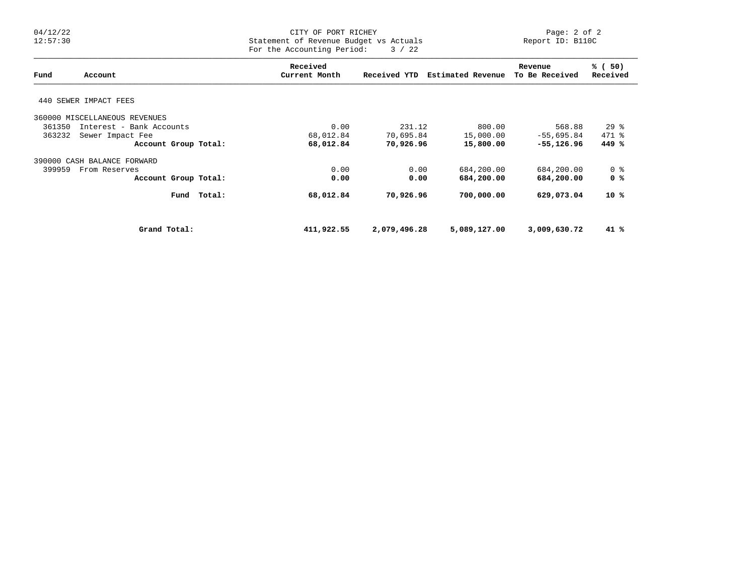CITY OF PORT RICHEY
Statement of Revenue Budget vs Actuals
For the Accounting Period: 3 / 22

04/12/22
12:57:30

Report ID: B110C

| Fund | Account | Received Current Month | Received YTD | Estimated Revenue | Revenue To Be Received | % ( 50) Received |
|---|---|---|---|---|---|---|
| 440 SEWER IMPACT FEES | | | | | | |
| 360000 MISCELLANEOUS REVENUES | | | | | | |
| 361350 | Interest - Bank Accounts | 0.00 | 231.12 | 800.00 | 568.88 | 29 % |
| 363232 | Sewer Impact Fee | 68,012.84 | 70,695.84 | 15,000.00 | -55,695.84 | 471 % |
| | **Account Group Total:** | **68,012.84** | **70,926.96** | **15,800.00** | **-55,126.96** | **449 %** |
| 390000 CASH BALANCE FORWARD | | | | | | |
| 399959 | From Reserves | 0.00 | 0.00 | 684,200.00 | 684,200.00 | 0 % |
| | **Account Group Total:** | **0.00** | **0.00** | **684,200.00** | **684,200.00** | **0 %** |
| | **Fund Total:** | **68,012.84** | **70,926.96** | **700,000.00** | **629,073.04** | **10 %** |
| | **Grand Total:** | **411,922.55** | **2,079,496.28** | **5,089,127.00** | **3,009,630.72** | **41 %** |